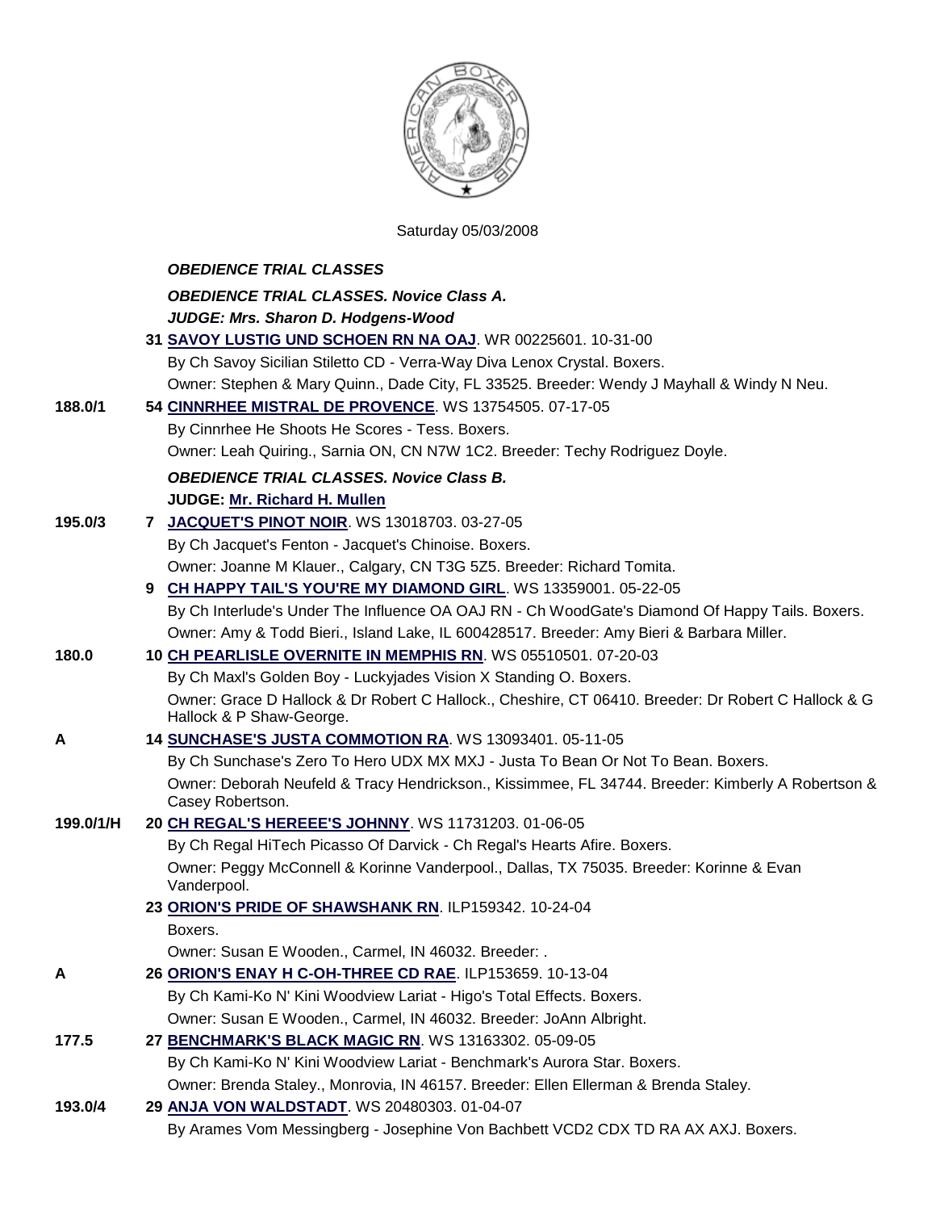Saturday 05/03/2008

***OBEDIENCE TRIAL CLASSES***

***OBEDIENCE TRIAL CLASSES. Novice Class A.***

***JUDGE: Mrs. Sharon D. Hodgens-Wood***

**31 SAVOY LUSTIG UND SCHOEN RN NA OAJ**. WR 00225601. 10-31-00
By Ch Savoy Sicilian Stiletto CD - Verra-Way Diva Lenox Crystal. Boxers.
Owner: Stephen & Mary Quinn., Dade City, FL 33525. Breeder: Wendy J Mayhall & Windy N Neu.

**188.0/1** **54 CINNRHEE MISTRAL DE PROVENCE**. WS 13754505. 07-17-05
By Cinnrhee He Shoots He Scores - Tess. Boxers.
Owner: Leah Quiring., Sarnia ON, CN N7W 1C2. Breeder: Techy Rodriguez Doyle.

***OBEDIENCE TRIAL CLASSES. Novice Class B.***

**JUDGE: Mr. Richard H. Mullen**

**195.0/3** **7 JACQUET'S PINOT NOIR**. WS 13018703. 03-27-05
By Ch Jacquet's Fenton - Jacquet's Chinoise. Boxers.
Owner: Joanne M Klauer., Calgary, CN T3G 5Z5. Breeder: Richard Tomita.

**9 CH HAPPY TAIL'S YOU'RE MY DIAMOND GIRL**. WS 13359001. 05-22-05
By Ch Interlude's Under The Influence OA OAJ RN - Ch WoodGate's Diamond Of Happy Tails. Boxers.
Owner: Amy & Todd Bieri., Island Lake, IL 600428517. Breeder: Amy Bieri & Barbara Miller.

**180.0** **10 CH PEARLISLE OVERNITE IN MEMPHIS RN**. WS 05510501. 07-20-03
By Ch Maxl's Golden Boy - Luckyjades Vision X Standing O. Boxers.
Owner: Grace D Hallock & Dr Robert C Hallock., Cheshire, CT 06410. Breeder: Dr Robert C Hallock & G Hallock & P Shaw-George.

**A** **14 SUNCHASE'S JUSTA COMMOTION RA**. WS 13093401. 05-11-05
By Ch Sunchase's Zero To Hero UDX MX MXJ - Justa To Bean Or Not To Bean. Boxers.
Owner: Deborah Neufeld & Tracy Hendrickson., Kissimmee, FL 34744. Breeder: Kimberly A Robertson & Casey Robertson.

**199.0/1/H** **20 CH REGAL'S HEREEE'S JOHNNY**. WS 11731203. 01-06-05
By Ch Regal HiTech Picasso Of Darvick - Ch Regal's Hearts Afire. Boxers.
Owner: Peggy McConnell & Korinne Vanderpool., Dallas, TX 75035. Breeder: Korinne & Evan Vanderpool.

**23 ORION'S PRIDE OF SHAWSHANK RN**. ILP159342. 10-24-04
Boxers.
Owner: Susan E Wooden., Carmel, IN 46032. Breeder: .

**A** **26 ORION'S ENAY H C-OH-THREE CD RAE**. ILP153659. 10-13-04
By Ch Kami-Ko N' Kini Woodview Lariat - Higo's Total Effects. Boxers.
Owner: Susan E Wooden., Carmel, IN 46032. Breeder: JoAnn Albright.

**177.5** **27 BENCHMARK'S BLACK MAGIC RN**. WS 13163302. 05-09-05
By Ch Kami-Ko N' Kini Woodview Lariat - Benchmark's Aurora Star. Boxers.
Owner: Brenda Staley., Monrovia, IN 46157. Breeder: Ellen Ellerman & Brenda Staley.

**193.0/4** **29 ANJA VON WALDSTADT**. WS 20480303. 01-04-07
By Arames Vom Messingberg - Josephine Von Bachbett VCD2 CDX TD RA AX AXJ. Boxers.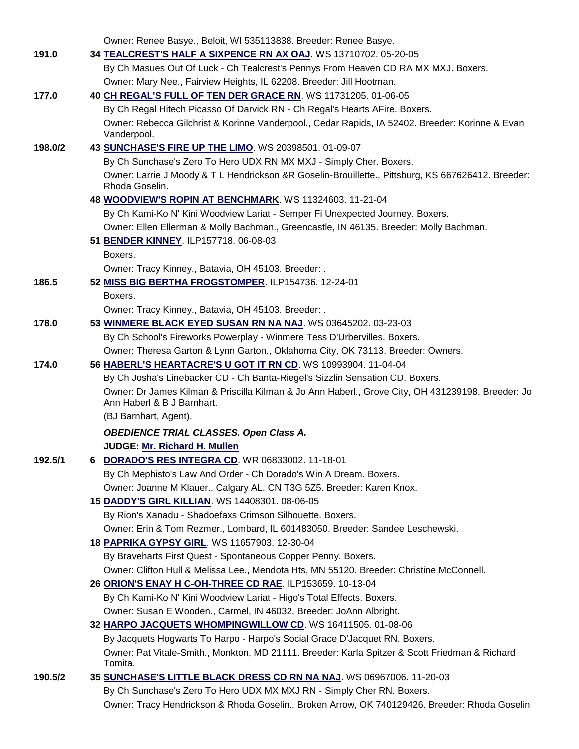Owner: Renee Basye., Beloit, WI 535113838. Breeder: Renee Basye.

**191.0** 34 **TEALCREST'S HALF A SIXPENCE RN AX OAJ**. WS 13710702. 05-20-05

By Ch Masues Out Of Luck - Ch Tealcrest's Pennys From Heaven CD RA MX MXJ. Boxers.

Owner: Mary Nee., Fairview Heights, IL 62208. Breeder: Jill Hootman.

**177.0** 40 **CH REGAL'S FULL OF TEN DER GRACE RN**. WS 11731205. 01-06-05

By Ch Regal Hitech Picasso Of Darvick RN - Ch Regal's Hearts AFire. Boxers.

Owner: Rebecca Gilchrist & Korinne Vanderpool., Cedar Rapids, IA 52402. Breeder: Korinne & Evan Vanderpool.

**198.0/2** 43 **SUNCHASE'S FIRE UP THE LIMO**. WS 20398501. 01-09-07

By Ch Sunchase's Zero To Hero UDX RN MX MXJ - Simply Cher. Boxers.

Owner: Larrie J Moody & T L Hendrickson &R Goselin-Brouillette., Pittsburg, KS 667626412. Breeder: Rhoda Goselin.

48 **WOODVIEW'S ROPIN AT BENCHMARK**. WS 11324603. 11-21-04

By Ch Kami-Ko N' Kini Woodview Lariat - Semper Fi Unexpected Journey. Boxers.

Owner: Ellen Ellerman & Molly Bachman., Greencastle, IN 46135. Breeder: Molly Bachman.

51 **BENDER KINNEY**. ILP157718. 06-08-03

Boxers.

Owner: Tracy Kinney., Batavia, OH 45103. Breeder: .

**186.5** 52 **MISS BIG BERTHA FROGSTOMPER**. ILP154736. 12-24-01

Boxers.

Owner: Tracy Kinney., Batavia, OH 45103. Breeder: .

**178.0** 53 **WINMERE BLACK EYED SUSAN RN NA NAJ**. WS 03645202. 03-23-03

By Ch School's Fireworks Powerplay - Winmere Tess D'Urbervilles. Boxers.

Owner: Theresa Garton & Lynn Garton., Oklahoma City, OK 73113. Breeder: Owners.

**174.0** 56 **HABERL'S HEARTACRE'S U GOT IT RN CD**. WS 10993904. 11-04-04

By Ch Josha's Linebacker CD - Ch Banta-Riegel's Sizzlin Sensation CD. Boxers.

Owner: Dr James Kilman & Priscilla Kilman & Jo Ann Haberl., Grove City, OH 431239198. Breeder: Jo Ann Haberl & B J Barnhart.

(BJ Barnhart, Agent).

***OBEDIENCE TRIAL CLASSES. Open Class A.***

**JUDGE: Mr. Richard H. Mullen**

**192.5/1** 6 **DORADO'S RES INTEGRA CD**. WR 06833002. 11-18-01

By Ch Mephisto's Law And Order - Ch Dorado's Win A Dream. Boxers.

Owner: Joanne M Klauer., Calgary AL, CN T3G 5Z5. Breeder: Karen Knox.

15 **DADDY'S GIRL KILLIAN**. WS 14408301. 08-06-05

By Rion's Xanadu - Shadoefaxs Crimson Silhouette. Boxers.

Owner: Erin & Tom Rezmer., Lombard, IL 601483050. Breeder: Sandee Leschewski.

18 **PAPRIKA GYPSY GIRL**. WS 11657903. 12-30-04

By Braveharts First Quest - Spontaneous Copper Penny. Boxers.

Owner: Clifton Hull & Melissa Lee., Mendota Hts, MN 55120. Breeder: Christine McConnell.

26 **ORION'S ENAY H C-OH-THREE CD RAE**. ILP153659. 10-13-04

By Ch Kami-Ko N' Kini Woodview Lariat - Higo's Total Effects. Boxers.

Owner: Susan E Wooden., Carmel, IN 46032. Breeder: JoAnn Albright.

32 **HARPO JACQUETS WHOMPINGWILLOW CD**. WS 16411505. 01-08-06

By Jacquets Hogwarts To Harpo - Harpo's Social Grace D'Jacquet RN. Boxers.

Owner: Pat Vitale-Smith., Monkton, MD 21111. Breeder: Karla Spitzer & Scott Friedman & Richard Tomita.

**190.5/2** 35 **SUNCHASE'S LITTLE BLACK DRESS CD RN NA NAJ**. WS 06967006. 11-20-03

By Ch Sunchase's Zero To Hero UDX MX MXJ RN - Simply Cher RN. Boxers.

Owner: Tracy Hendrickson & Rhoda Goselin., Broken Arrow, OK 740129426. Breeder: Rhoda Goselin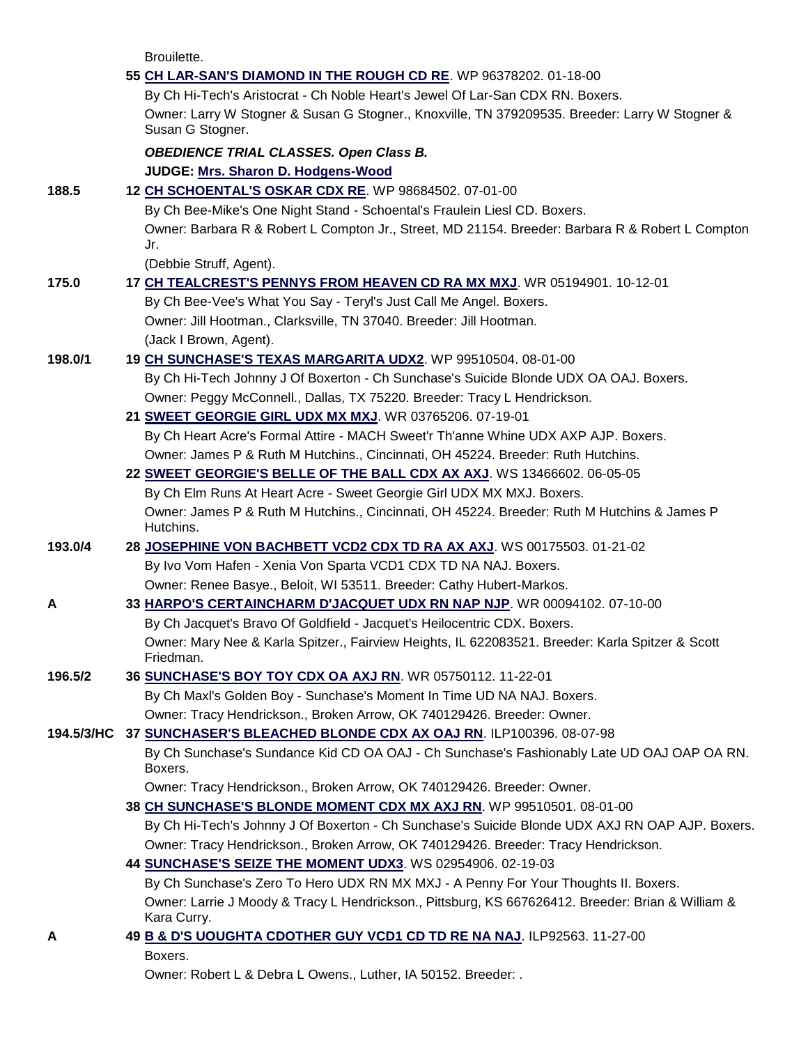Brouilette.

**55 CH LAR-SAN'S DIAMOND IN THE ROUGH CD RE**. WP 96378202. 01-18-00
By Ch Hi-Tech's Aristocrat - Ch Noble Heart's Jewel Of Lar-San CDX RN. Boxers.
Owner: Larry W Stogner & Susan G Stogner., Knoxville, TN 379209535. Breeder: Larry W Stogner & Susan G Stogner.

***OBEDIENCE TRIAL CLASSES. Open Class B.***

**JUDGE: Mrs. Sharon D. Hodgens-Wood**

**188.5** — **12 CH SCHOENTAL'S OSKAR CDX RE**. WP 98684502. 07-01-00
By Ch Bee-Mike's One Night Stand - Schoental's Fraulein Liesl CD. Boxers.
Owner: Barbara R & Robert L Compton Jr., Street, MD 21154. Breeder: Barbara R & Robert L Compton Jr.
(Debbie Struff, Agent).

**175.0** — **17 CH TEALCREST'S PENNYS FROM HEAVEN CD RA MX MXJ**. WR 05194901. 10-12-01
By Ch Bee-Vee's What You Say - Teryl's Just Call Me Angel. Boxers.
Owner: Jill Hootman., Clarksville, TN 37040. Breeder: Jill Hootman.
(Jack I Brown, Agent).

**198.0/1** — **19 CH SUNCHASE'S TEXAS MARGARITA UDX2**. WP 99510504. 08-01-00
By Ch Hi-Tech Johnny J Of Boxerton - Ch Sunchase's Suicide Blonde UDX OA OAJ. Boxers.
Owner: Peggy McConnell., Dallas, TX 75220. Breeder: Tracy L Hendrickson.

**21 SWEET GEORGIE GIRL UDX MX MXJ**. WR 03765206. 07-19-01
By Ch Heart Acre's Formal Attire - MACH Sweet'r Th'anne Whine UDX AXP AJP. Boxers.
Owner: James P & Ruth M Hutchins., Cincinnati, OH 45224. Breeder: Ruth Hutchins.

**22 SWEET GEORGIE'S BELLE OF THE BALL CDX AX AXJ**. WS 13466602. 06-05-05
By Ch Elm Runs At Heart Acre - Sweet Georgie Girl UDX MX MXJ. Boxers.
Owner: James P & Ruth M Hutchins., Cincinnati, OH 45224. Breeder: Ruth M Hutchins & James P Hutchins.

**193.0/4** — **28 JOSEPHINE VON BACHBETT VCD2 CDX TD RA AX AXJ**. WS 00175503. 01-21-02
By Ivo Vom Hafen - Xenia Von Sparta VCD1 CDX TD NA NAJ. Boxers.
Owner: Renee Basye., Beloit, WI 53511. Breeder: Cathy Hubert-Markos.

**A** — **33 HARPO'S CERTAINCHARM D'JACQUET UDX RN NAP NJP**. WR 00094102. 07-10-00
By Ch Jacquet's Bravo Of Goldfield - Jacquet's Heilocentric CDX. Boxers.
Owner: Mary Nee & Karla Spitzer., Fairview Heights, IL 622083521. Breeder: Karla Spitzer & Scott Friedman.

**196.5/2** — **36 SUNCHASE'S BOY TOY CDX OA AXJ RN**. WR 05750112. 11-22-01
By Ch Maxl's Golden Boy - Sunchase's Moment In Time UD NA NAJ. Boxers.
Owner: Tracy Hendrickson., Broken Arrow, OK 740129426. Breeder: Owner.

**194.5/3/HC** — **37 SUNCHASER'S BLEACHED BLONDE CDX AX OAJ RN**. ILP100396. 08-07-98
By Ch Sunchase's Sundance Kid CD OA OAJ - Ch Sunchase's Fashionably Late UD OAJ OAP OA RN. Boxers.
Owner: Tracy Hendrickson., Broken Arrow, OK 740129426. Breeder: Owner.

**38 CH SUNCHASE'S BLONDE MOMENT CDX MX AXJ RN**. WP 99510501. 08-01-00
By Ch Hi-Tech's Johnny J Of Boxerton - Ch Sunchase's Suicide Blonde UDX AXJ RN OAP AJP. Boxers.
Owner: Tracy Hendrickson., Broken Arrow, OK 740129426. Breeder: Tracy Hendrickson.

**44 SUNCHASE'S SEIZE THE MOMENT UDX3**. WS 02954906. 02-19-03
By Ch Sunchase's Zero To Hero UDX RN MX MXJ - A Penny For Your Thoughts II. Boxers.
Owner: Larrie J Moody & Tracy L Hendrickson., Pittsburg, KS 667626412. Breeder: Brian & William & Kara Curry.

**A** — **49 B & D'S UOUGHTA CDOTHER GUY VCD1 CD TD RE NA NAJ**. ILP92563. 11-27-00
Boxers.
Owner: Robert L & Debra L Owens., Luther, IA 50152. Breeder: .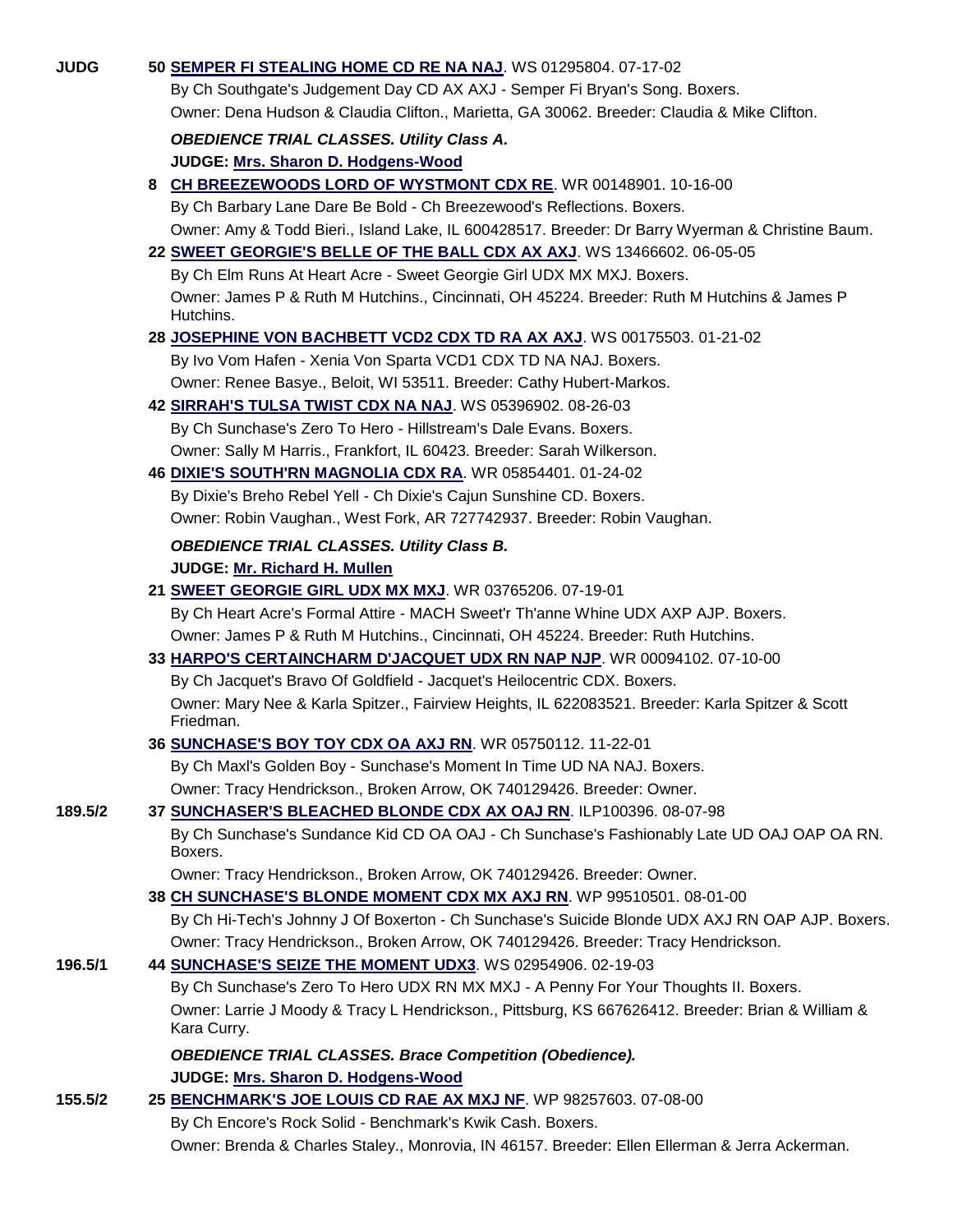JUDG **50 SEMPER FI STEALING HOME CD RE NA NAJ**. WS 01295804. 07-17-02
By Ch Southgate's Judgement Day CD AX AXJ - Semper Fi Bryan's Song. Boxers.
Owner: Dena Hudson & Claudia Clifton., Marietta, GA 30062. Breeder: Claudia & Mike Clifton.

***OBEDIENCE TRIAL CLASSES. Utility Class A.***

**JUDGE: Mrs. Sharon D. Hodgens-Wood**

**8 CH BREEZEWOODS LORD OF WYSTMONT CDX RE**. WR 00148901. 10-16-00
By Ch Barbary Lane Dare Be Bold - Ch Breezewood's Reflections. Boxers.
Owner: Amy & Todd Bieri., Island Lake, IL 600428517. Breeder: Dr Barry Wyerman & Christine Baum.

**22 SWEET GEORGIE'S BELLE OF THE BALL CDX AX AXJ**. WS 13466602. 06-05-05
By Ch Elm Runs At Heart Acre - Sweet Georgie Girl UDX MX MXJ. Boxers.
Owner: James P & Ruth M Hutchins., Cincinnati, OH 45224. Breeder: Ruth M Hutchins & James P Hutchins.

**28 JOSEPHINE VON BACHBETT VCD2 CDX TD RA AX AXJ**. WS 00175503. 01-21-02
By Ivo Vom Hafen - Xenia Von Sparta VCD1 CDX TD NA NAJ. Boxers.
Owner: Renee Basye., Beloit, WI 53511. Breeder: Cathy Hubert-Markos.

**42 SIRRAH'S TULSA TWIST CDX NA NAJ**. WS 05396902. 08-26-03
By Ch Sunchase's Zero To Hero - Hillstream's Dale Evans. Boxers.
Owner: Sally M Harris., Frankfort, IL 60423. Breeder: Sarah Wilkerson.

**46 DIXIE'S SOUTH'RN MAGNOLIA CDX RA**. WR 05854401. 01-24-02
By Dixie's Breho Rebel Yell - Ch Dixie's Cajun Sunshine CD. Boxers.
Owner: Robin Vaughan., West Fork, AR 727742937. Breeder: Robin Vaughan.

***OBEDIENCE TRIAL CLASSES. Utility Class B.***

**JUDGE: Mr. Richard H. Mullen**

**21 SWEET GEORGIE GIRL UDX MX MXJ**. WR 03765206. 07-19-01
By Ch Heart Acre's Formal Attire - MACH Sweet'r Th'anne Whine UDX AXP AJP. Boxers.
Owner: James P & Ruth M Hutchins., Cincinnati, OH 45224. Breeder: Ruth Hutchins.

**33 HARPO'S CERTAINCHARM D'JACQUET UDX RN NAP NJP**. WR 00094102. 07-10-00
By Ch Jacquet's Bravo Of Goldfield - Jacquet's Heilocentric CDX. Boxers.
Owner: Mary Nee & Karla Spitzer., Fairview Heights, IL 622083521. Breeder: Karla Spitzer & Scott Friedman.

**36 SUNCHASE'S BOY TOY CDX OA AXJ RN**. WR 05750112. 11-22-01
By Ch Maxl's Golden Boy - Sunchase's Moment In Time UD NA NAJ. Boxers.
Owner: Tracy Hendrickson., Broken Arrow, OK 740129426. Breeder: Owner.

189.5/2 **37 SUNCHASER'S BLEACHED BLONDE CDX AX OAJ RN**. ILP100396. 08-07-98
By Ch Sunchase's Sundance Kid CD OA OAJ - Ch Sunchase's Fashionably Late UD OAJ OAP OA RN. Boxers.
Owner: Tracy Hendrickson., Broken Arrow, OK 740129426. Breeder: Owner.

**38 CH SUNCHASE'S BLONDE MOMENT CDX MX AXJ RN**. WP 99510501. 08-01-00
By Ch Hi-Tech's Johnny J Of Boxerton - Ch Sunchase's Suicide Blonde UDX AXJ RN OAP AJP. Boxers.
Owner: Tracy Hendrickson., Broken Arrow, OK 740129426. Breeder: Tracy Hendrickson.

196.5/1 **44 SUNCHASE'S SEIZE THE MOMENT UDX3**. WS 02954906. 02-19-03
By Ch Sunchase's Zero To Hero UDX RN MX MXJ - A Penny For Your Thoughts II. Boxers.
Owner: Larrie J Moody & Tracy L Hendrickson., Pittsburg, KS 667626412. Breeder: Brian & William & Kara Curry.

***OBEDIENCE TRIAL CLASSES. Brace Competition (Obedience).***

**JUDGE: Mrs. Sharon D. Hodgens-Wood**

155.5/2 **25 BENCHMARK'S JOE LOUIS CD RAE AX MXJ NF**. WP 98257603. 07-08-00
By Ch Encore's Rock Solid - Benchmark's Kwik Cash. Boxers.
Owner: Brenda & Charles Staley., Monrovia, IN 46157. Breeder: Ellen Ellerman & Jerra Ackerman.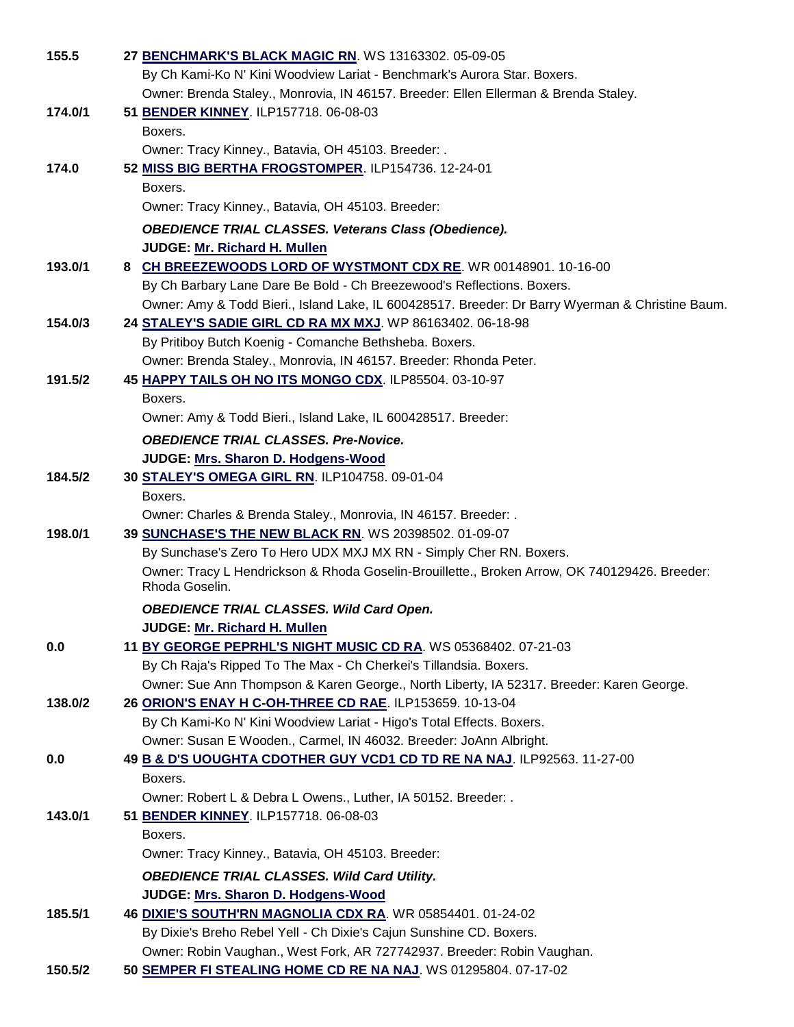**155.5** **27 BENCHMARK'S BLACK MAGIC RN**. WS 13163302. 05-09-05
By Ch Kami-Ko N' Kini Woodview Lariat - Benchmark's Aurora Star. Boxers.
Owner: Brenda Staley., Monrovia, IN 46157. Breeder: Ellen Ellerman & Brenda Staley.

**174.0/1** **51 BENDER KINNEY**. ILP157718. 06-08-03
Boxers.
Owner: Tracy Kinney., Batavia, OH 45103. Breeder: .

**174.0** **52 MISS BIG BERTHA FROGSTOMPER**. ILP154736. 12-24-01
Boxers.
Owner: Tracy Kinney., Batavia, OH 45103. Breeder:

***OBEDIENCE TRIAL CLASSES. Veterans Class (Obedience).***
**JUDGE: Mr. Richard H. Mullen**

**193.0/1** **8 CH BREEZEWOODS LORD OF WYSTMONT CDX RE**. WR 00148901. 10-16-00
By Ch Barbary Lane Dare Be Bold - Ch Breezewood's Reflections. Boxers.
Owner: Amy & Todd Bieri., Island Lake, IL 600428517. Breeder: Dr Barry Wyerman & Christine Baum.

**154.0/3** **24 STALEY'S SADIE GIRL CD RA MX MXJ**. WP 86163402. 06-18-98
By Pritiboy Butch Koenig - Comanche Bethsheba. Boxers.
Owner: Brenda Staley., Monrovia, IN 46157. Breeder: Rhonda Peter.

**191.5/2** **45 HAPPY TAILS OH NO ITS MONGO CDX**. ILP85504. 03-10-97
Boxers.
Owner: Amy & Todd Bieri., Island Lake, IL 600428517. Breeder:

***OBEDIENCE TRIAL CLASSES. Pre-Novice.***
**JUDGE: Mrs. Sharon D. Hodgens-Wood**

**184.5/2** **30 STALEY'S OMEGA GIRL RN**. ILP104758. 09-01-04
Boxers.
Owner: Charles & Brenda Staley., Monrovia, IN 46157. Breeder: .

**198.0/1** **39 SUNCHASE'S THE NEW BLACK RN**. WS 20398502. 01-09-07
By Sunchase's Zero To Hero UDX MXJ MX RN - Simply Cher RN. Boxers.
Owner: Tracy L Hendrickson & Rhoda Goselin-Brouillette., Broken Arrow, OK 740129426. Breeder: Rhoda Goselin.

***OBEDIENCE TRIAL CLASSES. Wild Card Open.***
**JUDGE: Mr. Richard H. Mullen**

**0.0** **11 BY GEORGE PEPRHL'S NIGHT MUSIC CD RA**. WS 05368402. 07-21-03
By Ch Raja's Ripped To The Max - Ch Cherkei's Tillandsia. Boxers.
Owner: Sue Ann Thompson & Karen George., North Liberty, IA 52317. Breeder: Karen George.

**138.0/2** **26 ORION'S ENAY H C-OH-THREE CD RAE**. ILP153659. 10-13-04
By Ch Kami-Ko N' Kini Woodview Lariat - Higo's Total Effects. Boxers.
Owner: Susan E Wooden., Carmel, IN 46032. Breeder: JoAnn Albright.

**0.0** **49 B & D'S UOUGHTA CDOTHER GUY VCD1 CD TD RE NA NAJ**. ILP92563. 11-27-00
Boxers.
Owner: Robert L & Debra L Owens., Luther, IA 50152. Breeder: .

**143.0/1** **51 BENDER KINNEY**. ILP157718. 06-08-03
Boxers.
Owner: Tracy Kinney., Batavia, OH 45103. Breeder:

***OBEDIENCE TRIAL CLASSES. Wild Card Utility.***
**JUDGE: Mrs. Sharon D. Hodgens-Wood**

**185.5/1** **46 DIXIE'S SOUTH'RN MAGNOLIA CDX RA**. WR 05854401. 01-24-02
By Dixie's Breho Rebel Yell - Ch Dixie's Cajun Sunshine CD. Boxers.
Owner: Robin Vaughan., West Fork, AR 727742937. Breeder: Robin Vaughan.

**150.5/2** **50 SEMPER FI STEALING HOME CD RE NA NAJ**. WS 01295804. 07-17-02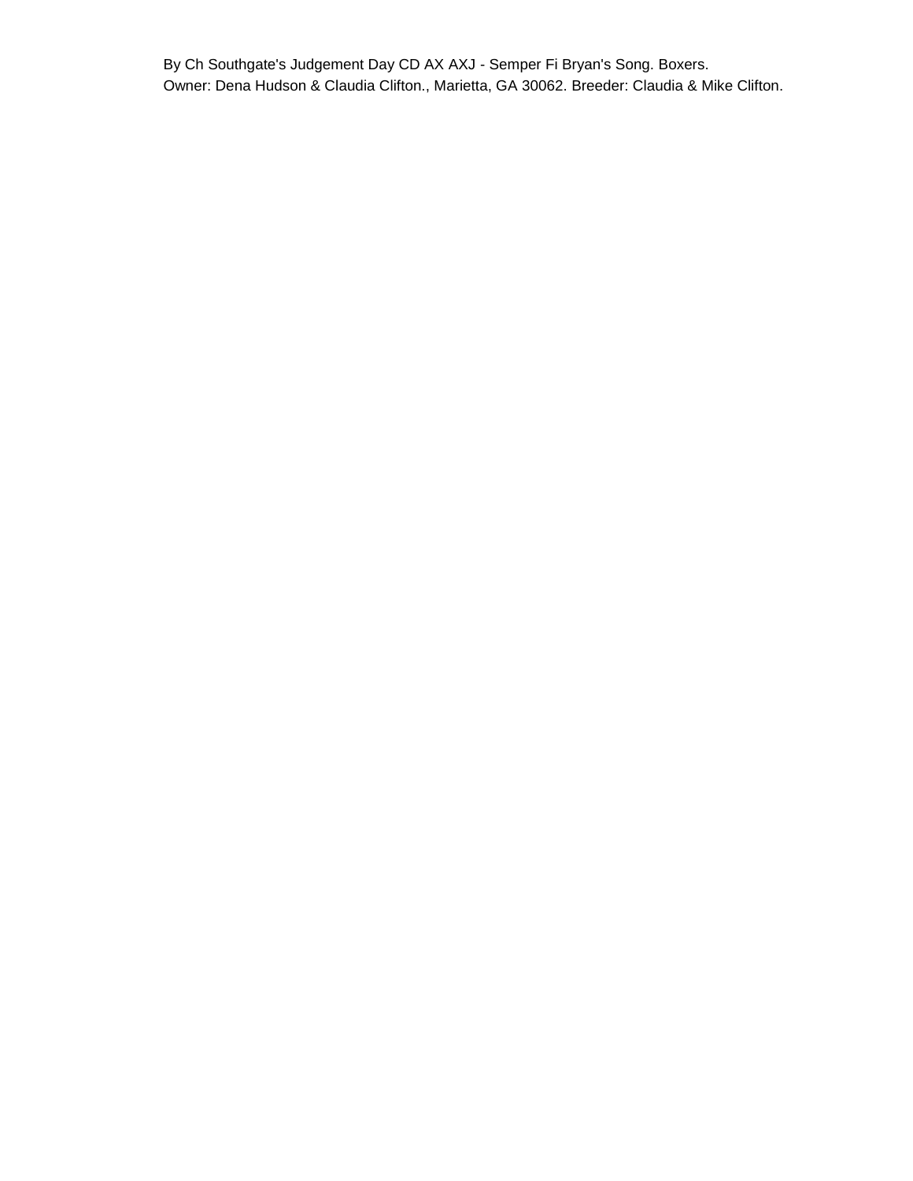By Ch Southgate's Judgement Day CD AX AXJ - Semper Fi Bryan's Song. Boxers.
Owner: Dena Hudson & Claudia Clifton., Marietta, GA 30062. Breeder: Claudia & Mike Clifton.